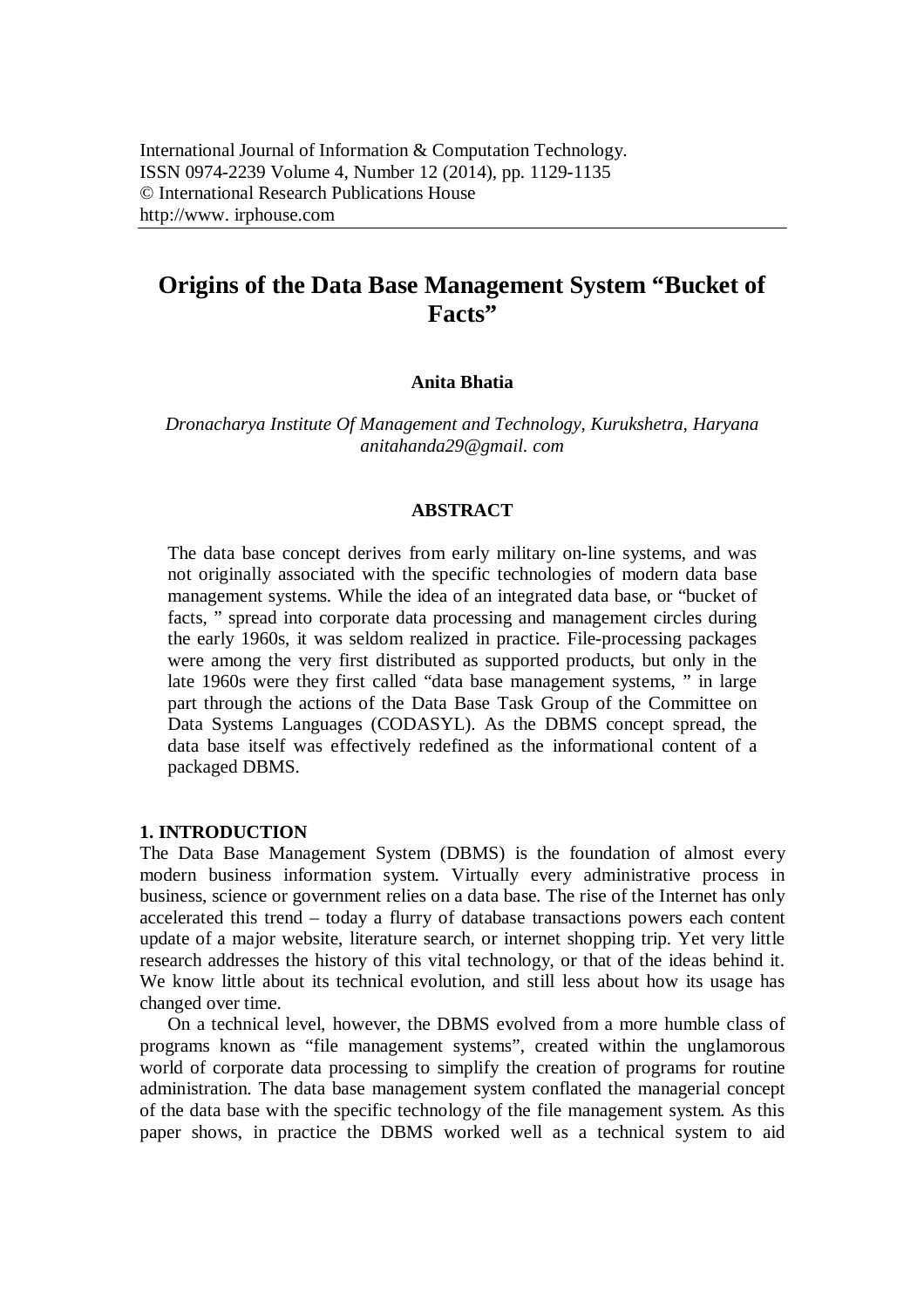International Journal of Information & Computation Technology.
ISSN 0974-2239 Volume 4, Number 12 (2014), pp. 1129-1135
© International Research Publications House
http://www. irphouse.com

# Origins of the Data Base Management System "Bucket of Facts"

**Anita Bhatia**

*Dronacharya Institute Of Management and Technology, Kurukshetra, Haryana*
*anitahanda29@gmail. com*

## ABSTRACT

The data base concept derives from early military on-line systems, and was not originally associated with the specific technologies of modern data base management systems. While the idea of an integrated data base, or "bucket of facts, " spread into corporate data processing and management circles during the early 1960s, it was seldom realized in practice. File-processing packages were among the very first distributed as supported products, but only in the late 1960s were they first called "data base management systems, " in large part through the actions of the Data Base Task Group of the Committee on Data Systems Languages (CODASYL). As the DBMS concept spread, the data base itself was effectively redefined as the informational content of a packaged DBMS.

## 1. INTRODUCTION

The Data Base Management System (DBMS) is the foundation of almost every modern business information system. Virtually every administrative process in business, science or government relies on a data base. The rise of the Internet has only accelerated this trend – today a flurry of database transactions powers each content update of a major website, literature search, or internet shopping trip. Yet very little research addresses the history of this vital technology, or that of the ideas behind it. We know little about its technical evolution, and still less about how its usage has changed over time.

On a technical level, however, the DBMS evolved from a more humble class of programs known as "file management systems", created within the unglamorous world of corporate data processing to simplify the creation of programs for routine administration. The data base management system conflated the managerial concept of the data base with the specific technology of the file management system. As this paper shows, in practice the DBMS worked well as a technical system to aid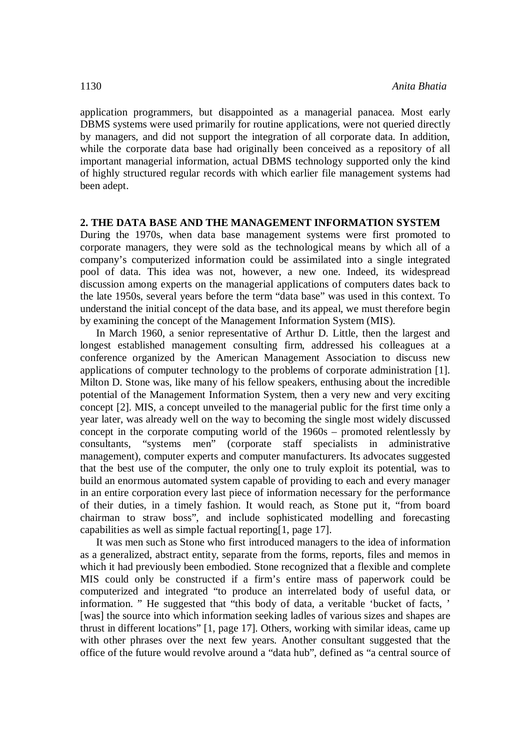application programmers, but disappointed as a managerial panacea. Most early DBMS systems were used primarily for routine applications, were not queried directly by managers, and did not support the integration of all corporate data. In addition, while the corporate data base had originally been conceived as a repository of all important managerial information, actual DBMS technology supported only the kind of highly structured regular records with which earlier file management systems had been adept.

## 2. THE DATA BASE AND THE MANAGEMENT INFORMATION SYSTEM

During the 1970s, when data base management systems were first promoted to corporate managers, they were sold as the technological means by which all of a company's computerized information could be assimilated into a single integrated pool of data. This idea was not, however, a new one. Indeed, its widespread discussion among experts on the managerial applications of computers dates back to the late 1950s, several years before the term "data base" was used in this context. To understand the initial concept of the data base, and its appeal, we must therefore begin by examining the concept of the Management Information System (MIS).

In March 1960, a senior representative of Arthur D. Little, then the largest and longest established management consulting firm, addressed his colleagues at a conference organized by the American Management Association to discuss new applications of computer technology to the problems of corporate administration [1]. Milton D. Stone was, like many of his fellow speakers, enthusing about the incredible potential of the Management Information System, then a very new and very exciting concept [2]. MIS, a concept unveiled to the managerial public for the first time only a year later, was already well on the way to becoming the single most widely discussed concept in the corporate computing world of the 1960s – promoted relentlessly by consultants, "systems men" (corporate staff specialists in administrative management), computer experts and computer manufacturers. Its advocates suggested that the best use of the computer, the only one to truly exploit its potential, was to build an enormous automated system capable of providing to each and every manager in an entire corporation every last piece of information necessary for the performance of their duties, in a timely fashion. It would reach, as Stone put it, "from board chairman to straw boss", and include sophisticated modelling and forecasting capabilities as well as simple factual reporting[1, page 17].

It was men such as Stone who first introduced managers to the idea of information as a generalized, abstract entity, separate from the forms, reports, files and memos in which it had previously been embodied. Stone recognized that a flexible and complete MIS could only be constructed if a firm's entire mass of paperwork could be computerized and integrated "to produce an interrelated body of useful data, or information. " He suggested that "this body of data, a veritable 'bucket of facts, ' [was] the source into which information seeking ladles of various sizes and shapes are thrust in different locations" [1, page 17]. Others, working with similar ideas, came up with other phrases over the next few years. Another consultant suggested that the office of the future would revolve around a "data hub", defined as "a central source of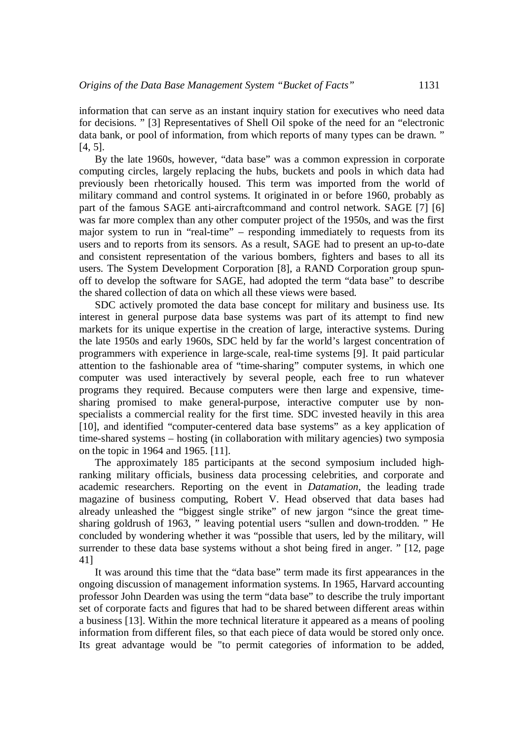information that can serve as an instant inquiry station for executives who need data for decisions. " [3] Representatives of Shell Oil spoke of the need for an "electronic data bank, or pool of information, from which reports of many types can be drawn. " [4, 5].

By the late 1960s, however, "data base" was a common expression in corporate computing circles, largely replacing the hubs, buckets and pools in which data had previously been rhetorically housed. This term was imported from the world of military command and control systems. It originated in or before 1960, probably as part of the famous SAGE anti-aircraftcommand and control network. SAGE [7] [6] was far more complex than any other computer project of the 1950s, and was the first major system to run in "real-time" – responding immediately to requests from its users and to reports from its sensors. As a result, SAGE had to present an up-to-date and consistent representation of the various bombers, fighters and bases to all its users. The System Development Corporation [8], a RAND Corporation group spun-off to develop the software for SAGE, had adopted the term "data base" to describe the shared collection of data on which all these views were based.

SDC actively promoted the data base concept for military and business use. Its interest in general purpose data base systems was part of its attempt to find new markets for its unique expertise in the creation of large, interactive systems. During the late 1950s and early 1960s, SDC held by far the world's largest concentration of programmers with experience in large-scale, real-time systems [9]. It paid particular attention to the fashionable area of "time-sharing" computer systems, in which one computer was used interactively by several people, each free to run whatever programs they required. Because computers were then large and expensive, time-sharing promised to make general-purpose, interactive computer use by non-specialists a commercial reality for the first time. SDC invested heavily in this area [10], and identified "computer-centered data base systems" as a key application of time-shared systems – hosting (in collaboration with military agencies) two symposia on the topic in 1964 and 1965. [11].

The approximately 185 participants at the second symposium included high-ranking military officials, business data processing celebrities, and corporate and academic researchers. Reporting on the event in *Datamation*, the leading trade magazine of business computing, Robert V. Head observed that data bases had already unleashed the "biggest single strike" of new jargon "since the great time-sharing goldrush of 1963, " leaving potential users "sullen and down-trodden. " He concluded by wondering whether it was "possible that users, led by the military, will surrender to these data base systems without a shot being fired in anger. " [12, page 41]

It was around this time that the "data base" term made its first appearances in the ongoing discussion of management information systems. In 1965, Harvard accounting professor John Dearden was using the term "data base" to describe the truly important set of corporate facts and figures that had to be shared between different areas within a business [13]. Within the more technical literature it appeared as a means of pooling information from different files, so that each piece of data would be stored only once. Its great advantage would be "to permit categories of information to be added,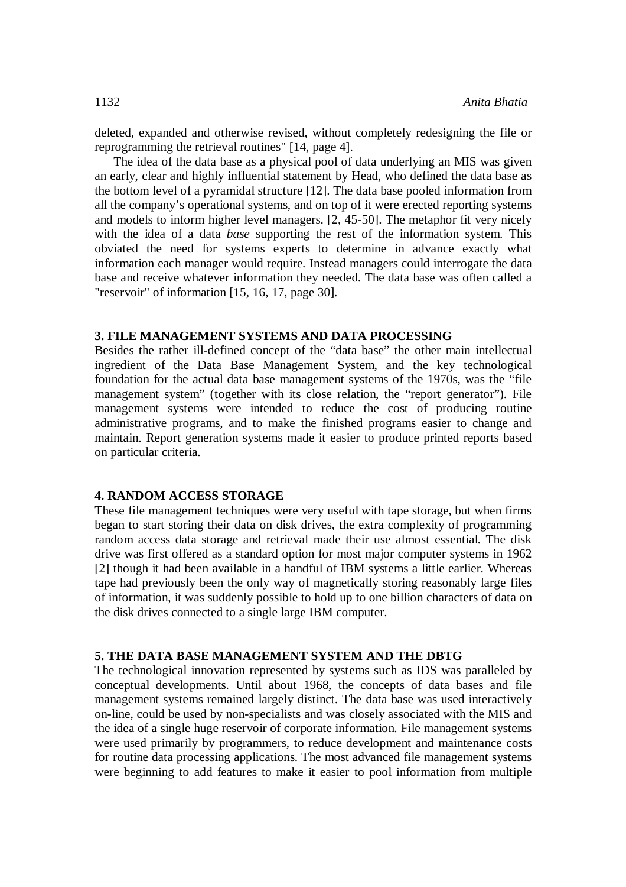deleted, expanded and otherwise revised, without completely redesigning the file or reprogramming the retrieval routines" [14, page 4].

The idea of the data base as a physical pool of data underlying an MIS was given an early, clear and highly influential statement by Head, who defined the data base as the bottom level of a pyramidal structure [12]. The data base pooled information from all the company's operational systems, and on top of it were erected reporting systems and models to inform higher level managers. [2, 45-50]. The metaphor fit very nicely with the idea of a data *base* supporting the rest of the information system. This obviated the need for systems experts to determine in advance exactly what information each manager would require. Instead managers could interrogate the data base and receive whatever information they needed. The data base was often called a "reservoir" of information [15, 16, 17, page 30].

## 3. FILE MANAGEMENT SYSTEMS AND DATA PROCESSING

Besides the rather ill-defined concept of the "data base" the other main intellectual ingredient of the Data Base Management System, and the key technological foundation for the actual data base management systems of the 1970s, was the "file management system" (together with its close relation, the "report generator"). File management systems were intended to reduce the cost of producing routine administrative programs, and to make the finished programs easier to change and maintain. Report generation systems made it easier to produce printed reports based on particular criteria.

## 4. RANDOM ACCESS STORAGE

These file management techniques were very useful with tape storage, but when firms began to start storing their data on disk drives, the extra complexity of programming random access data storage and retrieval made their use almost essential. The disk drive was first offered as a standard option for most major computer systems in 1962 [2] though it had been available in a handful of IBM systems a little earlier. Whereas tape had previously been the only way of magnetically storing reasonably large files of information, it was suddenly possible to hold up to one billion characters of data on the disk drives connected to a single large IBM computer.

## 5. THE DATA BASE MANAGEMENT SYSTEM AND THE DBTG

The technological innovation represented by systems such as IDS was paralleled by conceptual developments. Until about 1968, the concepts of data bases and file management systems remained largely distinct. The data base was used interactively on-line, could be used by non-specialists and was closely associated with the MIS and the idea of a single huge reservoir of corporate information. File management systems were used primarily by programmers, to reduce development and maintenance costs for routine data processing applications. The most advanced file management systems were beginning to add features to make it easier to pool information from multiple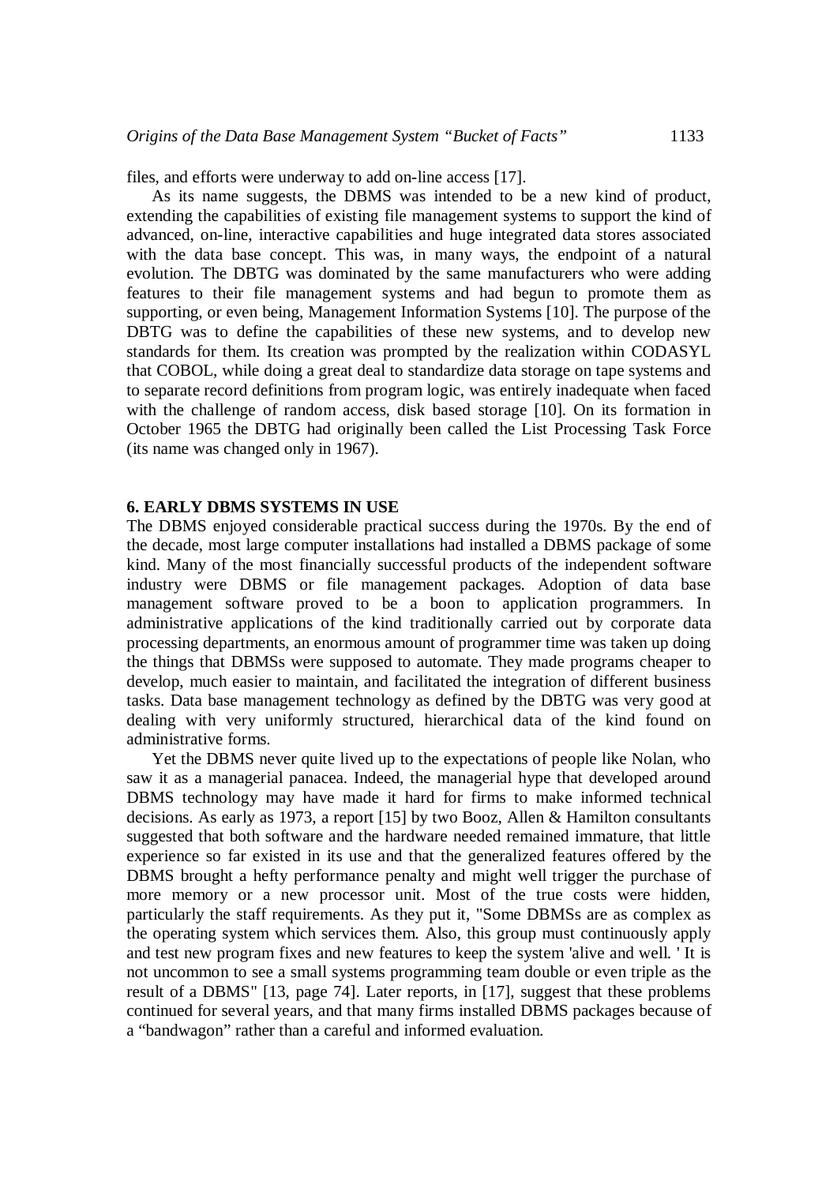files, and efforts were underway to add on-line access [17].

As its name suggests, the DBMS was intended to be a new kind of product, extending the capabilities of existing file management systems to support the kind of advanced, on-line, interactive capabilities and huge integrated data stores associated with the data base concept. This was, in many ways, the endpoint of a natural evolution. The DBTG was dominated by the same manufacturers who were adding features to their file management systems and had begun to promote them as supporting, or even being, Management Information Systems [10]. The purpose of the DBTG was to define the capabilities of these new systems, and to develop new standards for them. Its creation was prompted by the realization within CODASYL that COBOL, while doing a great deal to standardize data storage on tape systems and to separate record definitions from program logic, was entirely inadequate when faced with the challenge of random access, disk based storage [10]. On its formation in October 1965 the DBTG had originally been called the List Processing Task Force (its name was changed only in 1967).

## 6. EARLY DBMS SYSTEMS IN USE

The DBMS enjoyed considerable practical success during the 1970s. By the end of the decade, most large computer installations had installed a DBMS package of some kind. Many of the most financially successful products of the independent software industry were DBMS or file management packages. Adoption of data base management software proved to be a boon to application programmers. In administrative applications of the kind traditionally carried out by corporate data processing departments, an enormous amount of programmer time was taken up doing the things that DBMSs were supposed to automate. They made programs cheaper to develop, much easier to maintain, and facilitated the integration of different business tasks. Data base management technology as defined by the DBTG was very good at dealing with very uniformly structured, hierarchical data of the kind found on administrative forms.

Yet the DBMS never quite lived up to the expectations of people like Nolan, who saw it as a managerial panacea. Indeed, the managerial hype that developed around DBMS technology may have made it hard for firms to make informed technical decisions. As early as 1973, a report [15] by two Booz, Allen & Hamilton consultants suggested that both software and the hardware needed remained immature, that little experience so far existed in its use and that the generalized features offered by the DBMS brought a hefty performance penalty and might well trigger the purchase of more memory or a new processor unit. Most of the true costs were hidden, particularly the staff requirements. As they put it, "Some DBMSs are as complex as the operating system which services them. Also, this group must continuously apply and test new program fixes and new features to keep the system 'alive and well. ' It is not uncommon to see a small systems programming team double or even triple as the result of a DBMS" [13, page 74]. Later reports, in [17], suggest that these problems continued for several years, and that many firms installed DBMS packages because of a "bandwagon" rather than a careful and informed evaluation.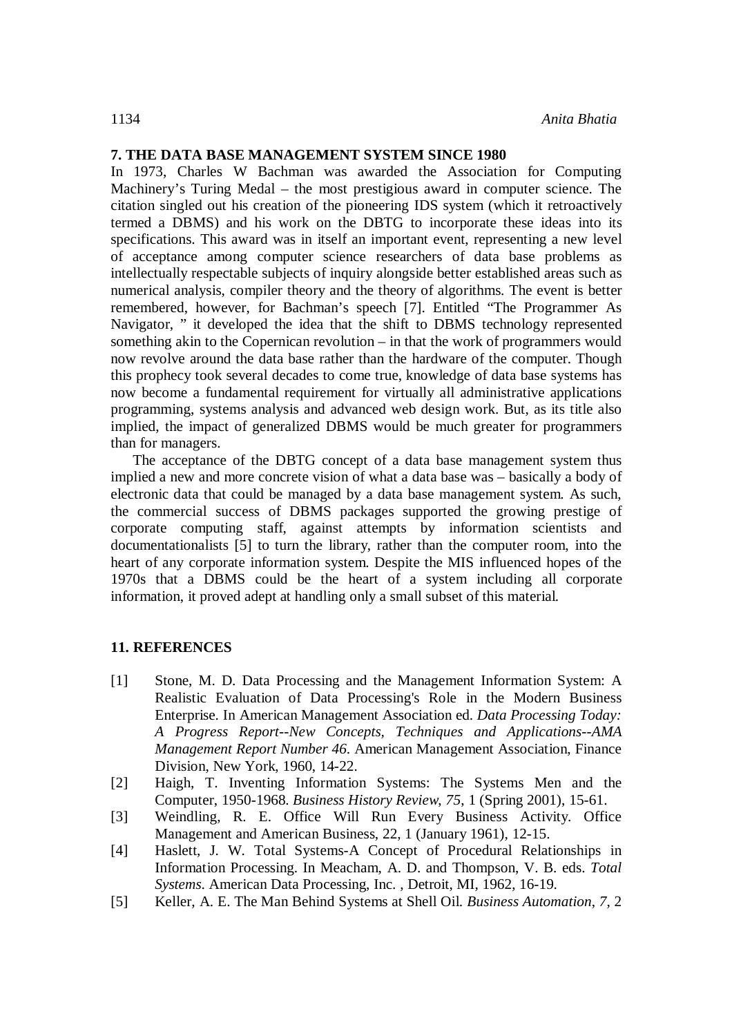## 7. THE DATA BASE MANAGEMENT SYSTEM SINCE 1980

In 1973, Charles W Bachman was awarded the Association for Computing Machinery's Turing Medal – the most prestigious award in computer science. The citation singled out his creation of the pioneering IDS system (which it retroactively termed a DBMS) and his work on the DBTG to incorporate these ideas into its specifications. This award was in itself an important event, representing a new level of acceptance among computer science researchers of data base problems as intellectually respectable subjects of inquiry alongside better established areas such as numerical analysis, compiler theory and the theory of algorithms. The event is better remembered, however, for Bachman's speech [7]. Entitled "The Programmer As Navigator, " it developed the idea that the shift to DBMS technology represented something akin to the Copernican revolution – in that the work of programmers would now revolve around the data base rather than the hardware of the computer. Though this prophecy took several decades to come true, knowledge of data base systems has now become a fundamental requirement for virtually all administrative applications programming, systems analysis and advanced web design work. But, as its title also implied, the impact of generalized DBMS would be much greater for programmers than for managers.

The acceptance of the DBTG concept of a data base management system thus implied a new and more concrete vision of what a data base was – basically a body of electronic data that could be managed by a data base management system. As such, the commercial success of DBMS packages supported the growing prestige of corporate computing staff, against attempts by information scientists and documentationalists [5] to turn the library, rather than the computer room, into the heart of any corporate information system. Despite the MIS influenced hopes of the 1970s that a DBMS could be the heart of a system including all corporate information, it proved adept at handling only a small subset of this material.

## 11. REFERENCES

[1] Stone, M. D. Data Processing and the Management Information System: A Realistic Evaluation of Data Processing's Role in the Modern Business Enterprise. In American Management Association ed. *Data Processing Today: A Progress Report--New Concepts, Techniques and Applications--AMA Management Report Number 46*. American Management Association, Finance Division, New York, 1960, 14-22.

[2] Haigh, T. Inventing Information Systems: The Systems Men and the Computer, 1950-1968. *Business History Review*, *75*, 1 (Spring 2001), 15-61.

[3] Weindling, R. E. Office Will Run Every Business Activity. Office Management and American Business, 22, 1 (January 1961), 12-15.

[4] Haslett, J. W. Total Systems-A Concept of Procedural Relationships in Information Processing. In Meacham, A. D. and Thompson, V. B. eds. *Total Systems*. American Data Processing, Inc. , Detroit, MI, 1962, 16-19.

[5] Keller, A. E. The Man Behind Systems at Shell Oil. *Business Automation*, *7*, 2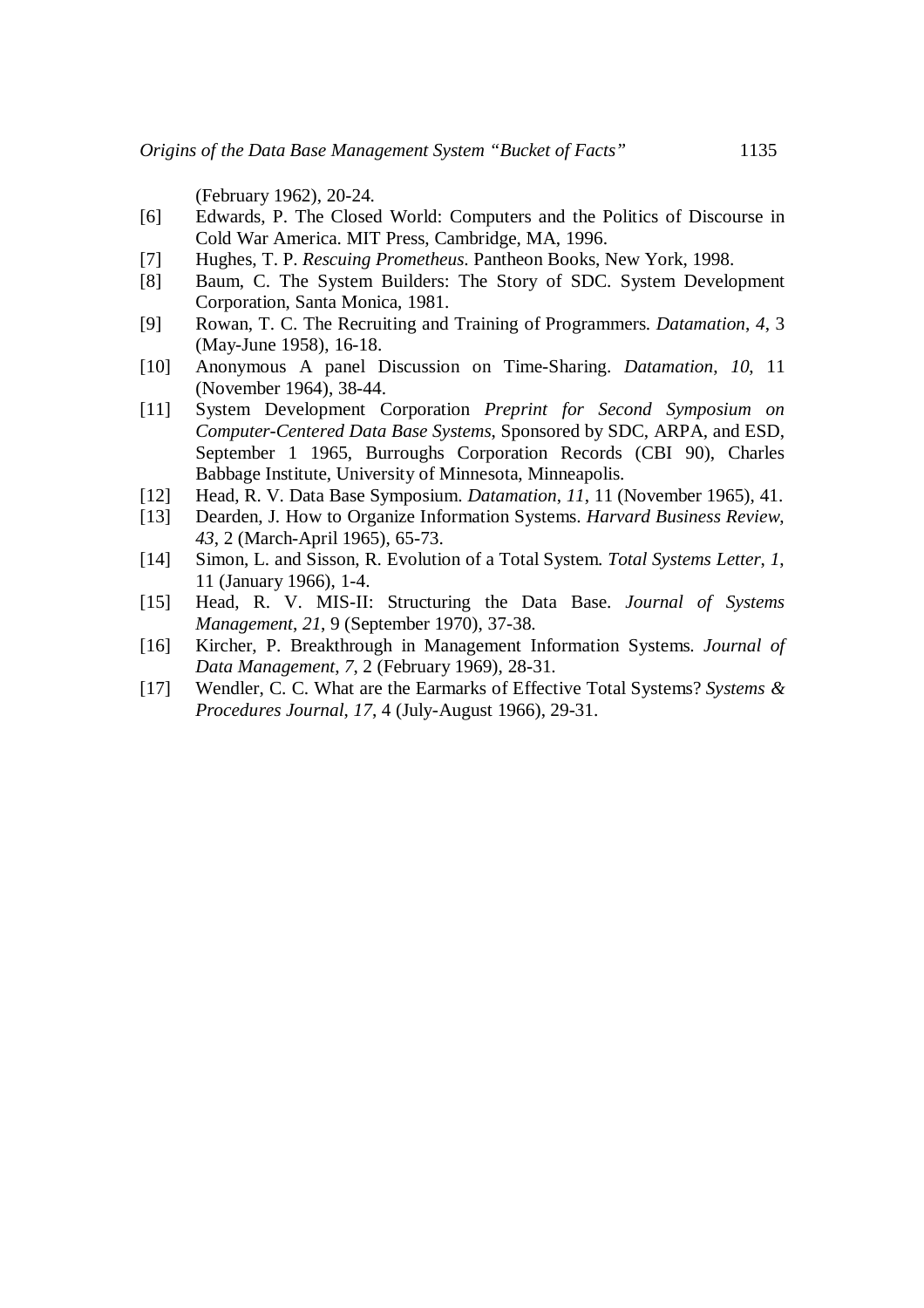(February 1962), 20-24.

[6] Edwards, P. The Closed World: Computers and the Politics of Discourse in Cold War America. MIT Press, Cambridge, MA, 1996.

[7] Hughes, T. P. *Rescuing Prometheus*. Pantheon Books, New York, 1998.

[8] Baum, C. The System Builders: The Story of SDC. System Development Corporation, Santa Monica, 1981.

[9] Rowan, T. C. The Recruiting and Training of Programmers. *Datamation*, *4*, 3 (May-June 1958), 16-18.

[10] Anonymous A panel Discussion on Time-Sharing. *Datamation*, *10*, 11 (November 1964), 38-44.

[11] System Development Corporation *Preprint for Second Symposium on Computer-Centered Data Base Systems*, Sponsored by SDC, ARPA, and ESD, September 1 1965, Burroughs Corporation Records (CBI 90), Charles Babbage Institute, University of Minnesota, Minneapolis.

[12] Head, R. V. Data Base Symposium. *Datamation*, *11*, 11 (November 1965), 41.

[13] Dearden, J. How to Organize Information Systems. *Harvard Business Review*, *43*, 2 (March-April 1965), 65-73.

[14] Simon, L. and Sisson, R. Evolution of a Total System. *Total Systems Letter*, *1*, 11 (January 1966), 1-4.

[15] Head, R. V. MIS-II: Structuring the Data Base. *Journal of Systems Management*, *21*, 9 (September 1970), 37-38.

[16] Kircher, P. Breakthrough in Management Information Systems. *Journal of Data Management*, *7*, 2 (February 1969), 28-31.

[17] Wendler, C. C. What are the Earmarks of Effective Total Systems? *Systems & Procedures Journal*, *17*, 4 (July-August 1966), 29-31.